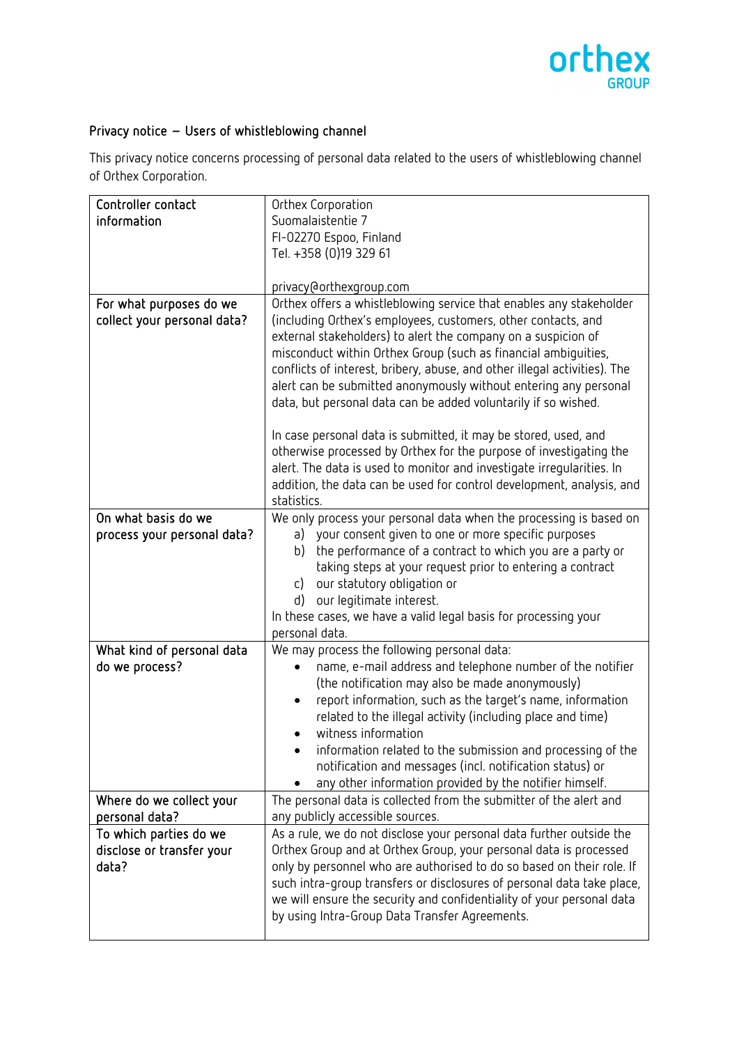orthex GROUP

## Privacy notice – Users of whistleblowing channel

This privacy notice concerns processing of personal data related to the users of whistleblowing channel of Orthex Corporation.

| | |
|---|---|
| Controller contact information | Orthex Corporation<br>Suomalaistentie 7<br>FI-02270 Espoo, Finland<br>Tel. +358 (0)19 329 61<br><br>privacy@orthexgroup.com |
| For what purposes do we collect your personal data? | Orthex offers a whistleblowing service that enables any stakeholder (including Orthex's employees, customers, other contacts, and external stakeholders) to alert the company on a suspicion of misconduct within Orthex Group (such as financial ambiguities, conflicts of interest, bribery, abuse, and other illegal activities). The alert can be submitted anonymously without entering any personal data, but personal data can be added voluntarily if so wished.<br><br>In case personal data is submitted, it may be stored, used, and otherwise processed by Orthex for the purpose of investigating the alert. The data is used to monitor and investigate irregularities. In addition, the data can be used for control development, analysis, and statistics. |
| On what basis do we process your personal data? | We only process your personal data when the processing is based on<br>a) your consent given to one or more specific purposes<br>b) the performance of a contract to which you are a party or taking steps at your request prior to entering a contract<br>c) our statutory obligation or<br>d) our legitimate interest.<br>In these cases, we have a valid legal basis for processing your personal data. |
| What kind of personal data do we process? | We may process the following personal data:<br>• name, e-mail address and telephone number of the notifier (the notification may also be made anonymously)<br>• report information, such as the target's name, information related to the illegal activity (including place and time)<br>• witness information<br>• information related to the submission and processing of the notification and messages (incl. notification status) or<br>• any other information provided by the notifier himself. |
| Where do we collect your personal data? | The personal data is collected from the submitter of the alert and any publicly accessible sources. |
| To which parties do we disclose or transfer your data? | As a rule, we do not disclose your personal data further outside the Orthex Group and at Orthex Group, your personal data is processed only by personnel who are authorised to do so based on their role. If such intra-group transfers or disclosures of personal data take place, we will ensure the security and confidentiality of your personal data by using Intra-Group Data Transfer Agreements. |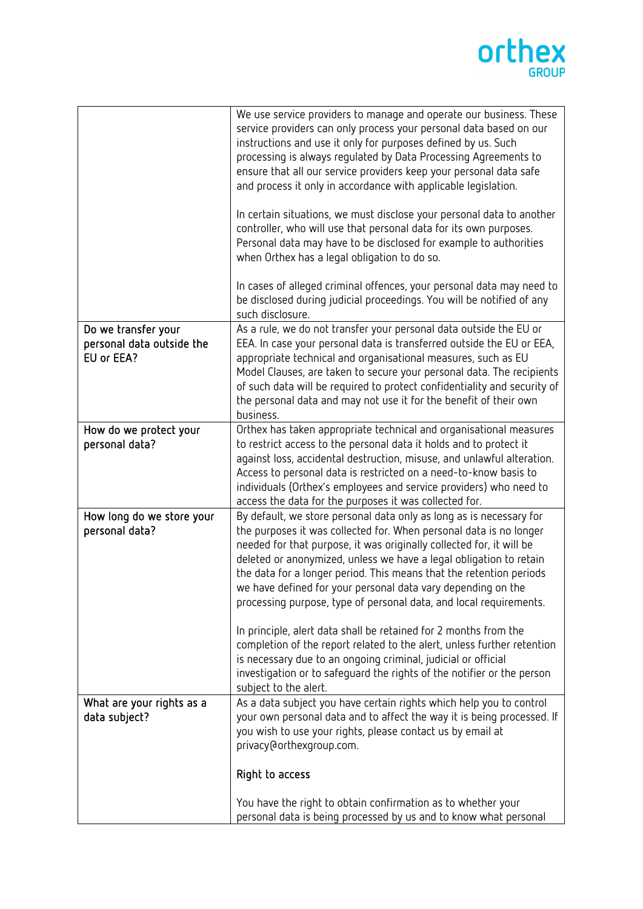| | |
|---|---|
| | We use service providers to manage and operate our business. These service providers can only process your personal data based on our instructions and use it only for purposes defined by us. Such processing is always regulated by Data Processing Agreements to ensure that all our service providers keep your personal data safe and process it only in accordance with applicable legislation.<br><br>In certain situations, we must disclose your personal data to another controller, who will use that personal data for its own purposes. Personal data may have to be disclosed for example to authorities when Orthex has a legal obligation to do so.<br><br>In cases of alleged criminal offences, your personal data may need to be disclosed during judicial proceedings. You will be notified of any such disclosure. |
| Do we transfer your personal data outside the EU or EEA? | As a rule, we do not transfer your personal data outside the EU or EEA. In case your personal data is transferred outside the EU or EEA, appropriate technical and organisational measures, such as EU Model Clauses, are taken to secure your personal data. The recipients of such data will be required to protect confidentiality and security of the personal data and may not use it for the benefit of their own business. |
| How do we protect your personal data? | Orthex has taken appropriate technical and organisational measures to restrict access to the personal data it holds and to protect it against loss, accidental destruction, misuse, and unlawful alteration. Access to personal data is restricted on a need-to-know basis to individuals (Orthex's employees and service providers) who need to access the data for the purposes it was collected for. |
| How long do we store your personal data? | By default, we store personal data only as long as is necessary for the purposes it was collected for. When personal data is no longer needed for that purpose, it was originally collected for, it will be deleted or anonymized, unless we have a legal obligation to retain the data for a longer period. This means that the retention periods we have defined for your personal data vary depending on the processing purpose, type of personal data, and local requirements.<br><br>In principle, alert data shall be retained for 2 months from the completion of the report related to the alert, unless further retention is necessary due to an ongoing criminal, judicial or official investigation or to safeguard the rights of the notifier or the person subject to the alert. |
| What are your rights as a data subject? | As a data subject you have certain rights which help you to control your own personal data and to affect the way it is being processed. If you wish to use your rights, please contact us by email at privacy@orthexgroup.com.<br><br>Right to access<br><br>You have the right to obtain confirmation as to whether your personal data is being processed by us and to know what personal |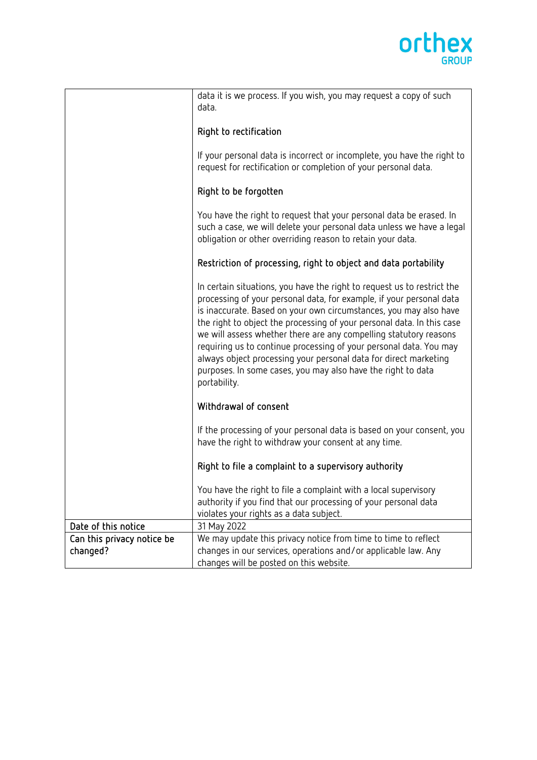| | |
|---|---|
| | data it is we process. If you wish, you may request a copy of such data.<br><br>**Right to rectification**<br><br>If your personal data is incorrect or incomplete, you have the right to request for rectification or completion of your personal data.<br><br>**Right to be forgotten**<br><br>You have the right to request that your personal data be erased. In such a case, we will delete your personal data unless we have a legal obligation or other overriding reason to retain your data.<br><br>**Restriction of processing, right to object and data portability**<br><br>In certain situations, you have the right to request us to restrict the processing of your personal data, for example, if your personal data is inaccurate. Based on your own circumstances, you may also have the right to object the processing of your personal data. In this case we will assess whether there are any compelling statutory reasons requiring us to continue processing of your personal data. You may always object processing your personal data for direct marketing purposes. In some cases, you may also have the right to data portability.<br><br>**Withdrawal of consent**<br><br>If the processing of your personal data is based on your consent, you have the right to withdraw your consent at any time.<br><br>**Right to file a complaint to a supervisory authority**<br><br>You have the right to file a complaint with a local supervisory authority if you find that our processing of your personal data violates your rights as a data subject. |
| Date of this notice | 31 May 2022 |
| Can this privacy notice be changed? | We may update this privacy notice from time to time to reflect changes in our services, operations and/or applicable law. Any changes will be posted on this website. |